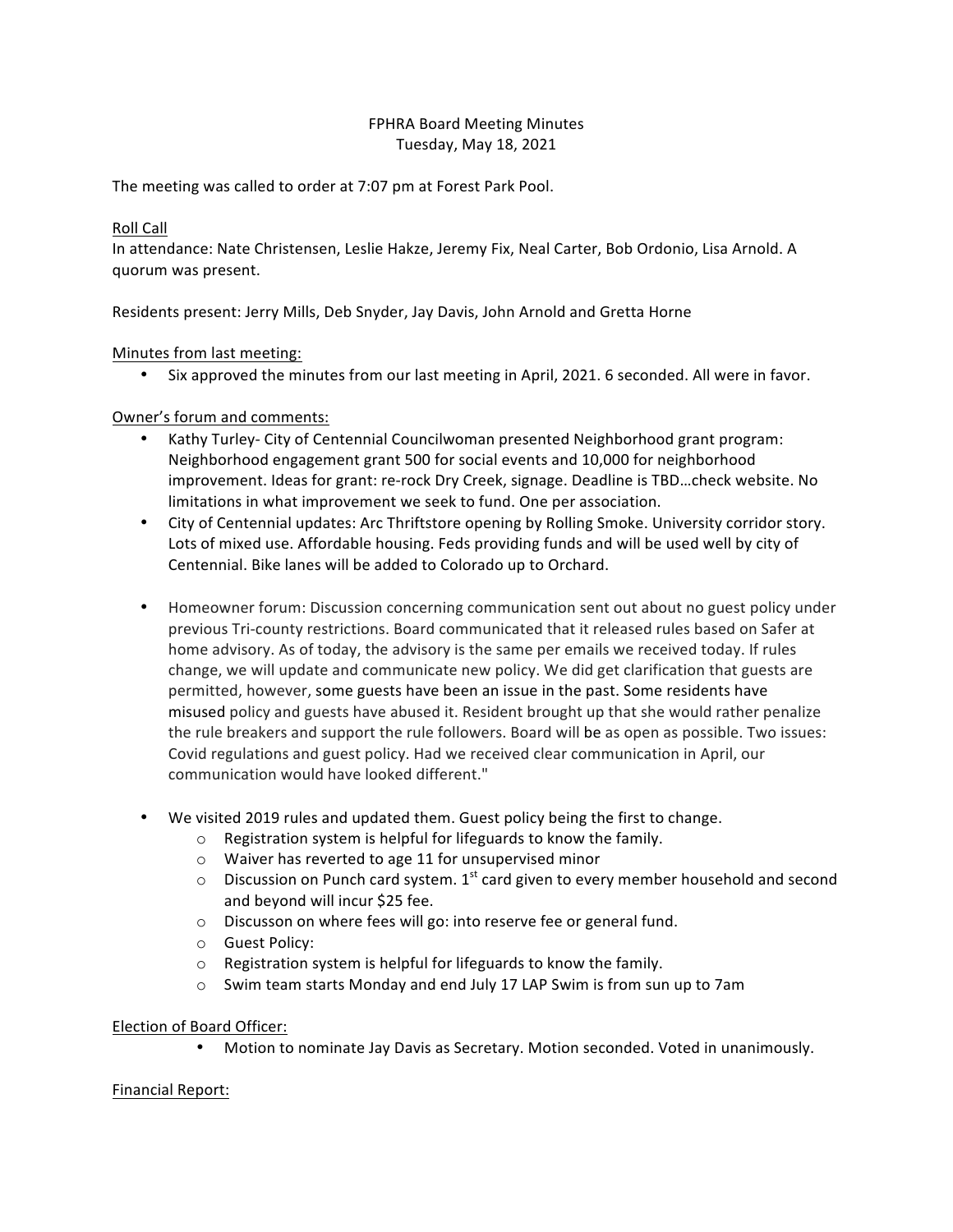# FPHRA Board Meeting Minutes
Tuesday, May 18, 2021

The meeting was called to order at 7:07 pm at Forest Park Pool.

## Roll Call

In attendance: Nate Christensen, Leslie Hakze, Jeremy Fix, Neal Carter, Bob Ordonio, Lisa Arnold. A quorum was present.

Residents present: Jerry Mills, Deb Snyder, Jay Davis, John Arnold and Gretta Horne

## Minutes from last meeting:

- Six approved the minutes from our last meeting in April, 2021. 6 seconded. All were in favor.

## Owner's forum and comments:

- Kathy Turley- City of Centennial Councilwoman presented Neighborhood grant program: Neighborhood engagement grant 500 for social events and 10,000 for neighborhood improvement. Ideas for grant: re-rock Dry Creek, signage. Deadline is TBD…check website. No limitations in what improvement we seek to fund. One per association.
- City of Centennial updates: Arc Thriftstore opening by Rolling Smoke. University corridor story. Lots of mixed use. Affordable housing. Feds providing funds and will be used well by city of Centennial. Bike lanes will be added to Colorado up to Orchard.
- Homeowner forum: Discussion concerning communication sent out about no guest policy under previous Tri-county restrictions. Board communicated that it released rules based on Safer at home advisory. As of today, the advisory is the same per emails we received today. If rules change, we will update and communicate new policy. We did get clarification that guests are permitted, however, some guests have been an issue in the past. Some residents have misused policy and guests have abused it. Resident brought up that she would rather penalize the rule breakers and support the rule followers. Board will be as open as possible. Two issues: Covid regulations and guest policy. Had we received clear communication in April, our communication would have looked different."
- We visited 2019 rules and updated them. Guest policy being the first to change.
  - Registration system is helpful for lifeguards to know the family.
  - Waiver has reverted to age 11 for unsupervised minor
  - Discussion on Punch card system. 1st card given to every member household and second and beyond will incur $25 fee.
  - Discusson on where fees will go: into reserve fee or general fund.
  - Guest Policy:
  - Registration system is helpful for lifeguards to know the family.
  - Swim team starts Monday and end July 17 LAP Swim is from sun up to 7am

## Election of Board Officer:

- Motion to nominate Jay Davis as Secretary. Motion seconded. Voted in unanimously.

## Financial Report: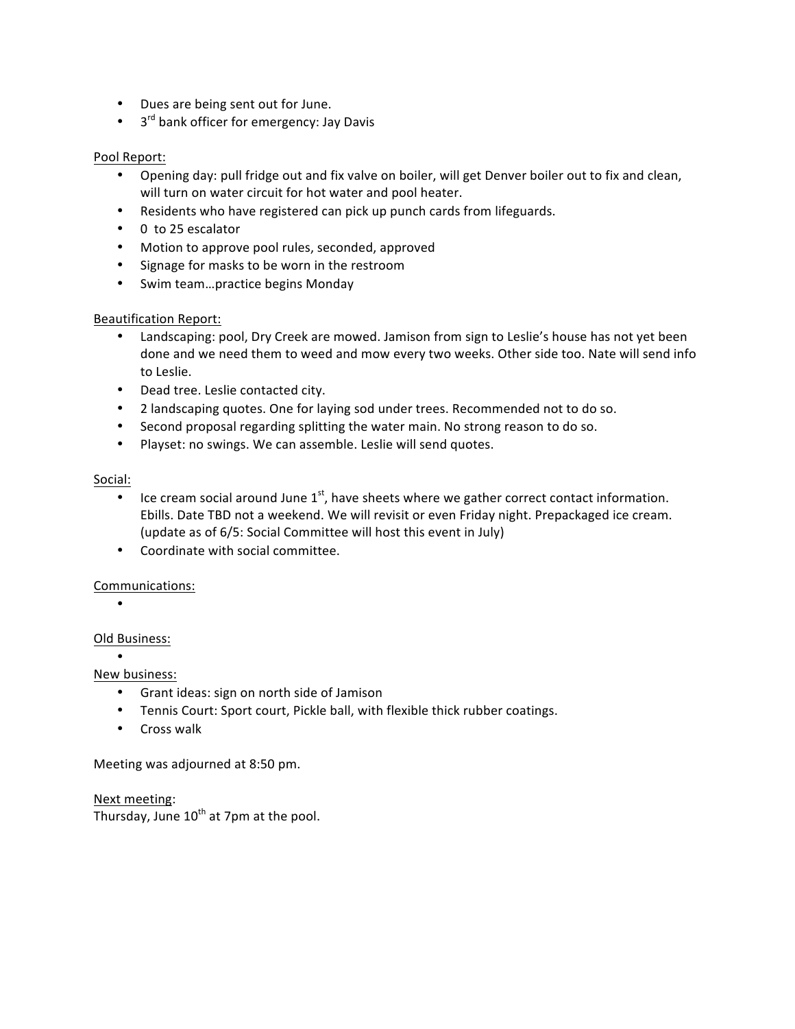- Dues are being sent out for June.
- 3rd bank officer for emergency: Jay Davis

<u>Pool Report:</u>

- Opening day: pull fridge out and fix valve on boiler, will get Denver boiler out to fix and clean, will turn on water circuit for hot water and pool heater.
- Residents who have registered can pick up punch cards from lifeguards.
- 0 to 25 escalator
- Motion to approve pool rules, seconded, approved
- Signage for masks to be worn in the restroom
- Swim team…practice begins Monday

<u>Beautification Report:</u>

- Landscaping: pool, Dry Creek are mowed. Jamison from sign to Leslie's house has not yet been done and we need them to weed and mow every two weeks. Other side too. Nate will send info to Leslie.
- Dead tree. Leslie contacted city.
- 2 landscaping quotes. One for laying sod under trees. Recommended not to do so.
- Second proposal regarding splitting the water main. No strong reason to do so.
- Playset: no swings. We can assemble. Leslie will send quotes.

<u>Social:</u>

- Ice cream social around June 1st, have sheets where we gather correct contact information. Ebills. Date TBD not a weekend. We will revisit or even Friday night. Prepackaged ice cream. (update as of 6/5: Social Committee will host this event in July)
- Coordinate with social committee.

<u>Communications:</u>

- 

<u>Old Business:</u>

- 

<u>New business:</u>

- Grant ideas: sign on north side of Jamison
- Tennis Court: Sport court, Pickle ball, with flexible thick rubber coatings.
- Cross walk

Meeting was adjourned at 8:50 pm.

<u>Next meeting</u>:
Thursday, June 10th at 7pm at the pool.